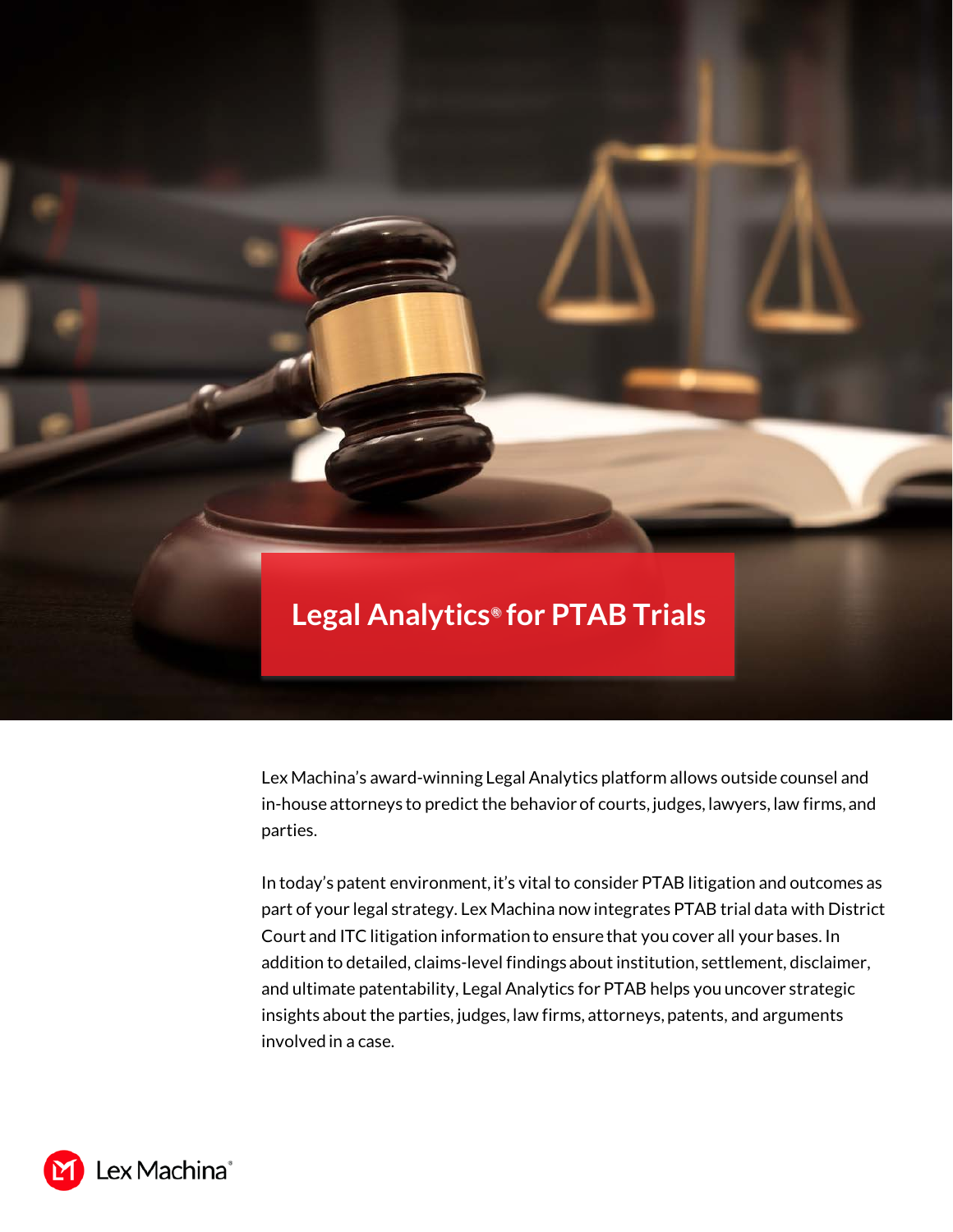# Legal Analytics® for PTAB Trials

Lex Machina's award-winning Legal Analytics platform allows outside counsel and in-house attorneys to predict the behavior of courts, judges, lawyers, law firms, and parties.

In today's patent environment, it's vital to consider PTAB litigation and outcomes as part of your legal strategy. Lex Machina now integrates PTAB trial data with District Court and ITC litigation information to ensure that you cover all your bases. In addition to detailed, claims-level findings about institution, settlement, disclaimer, and ultimate patentability, Legal Analytics for PTAB helps you uncover strategic insights about the parties, judges, law firms, attorneys, patents, and arguments involved in a case.

Lex Machina®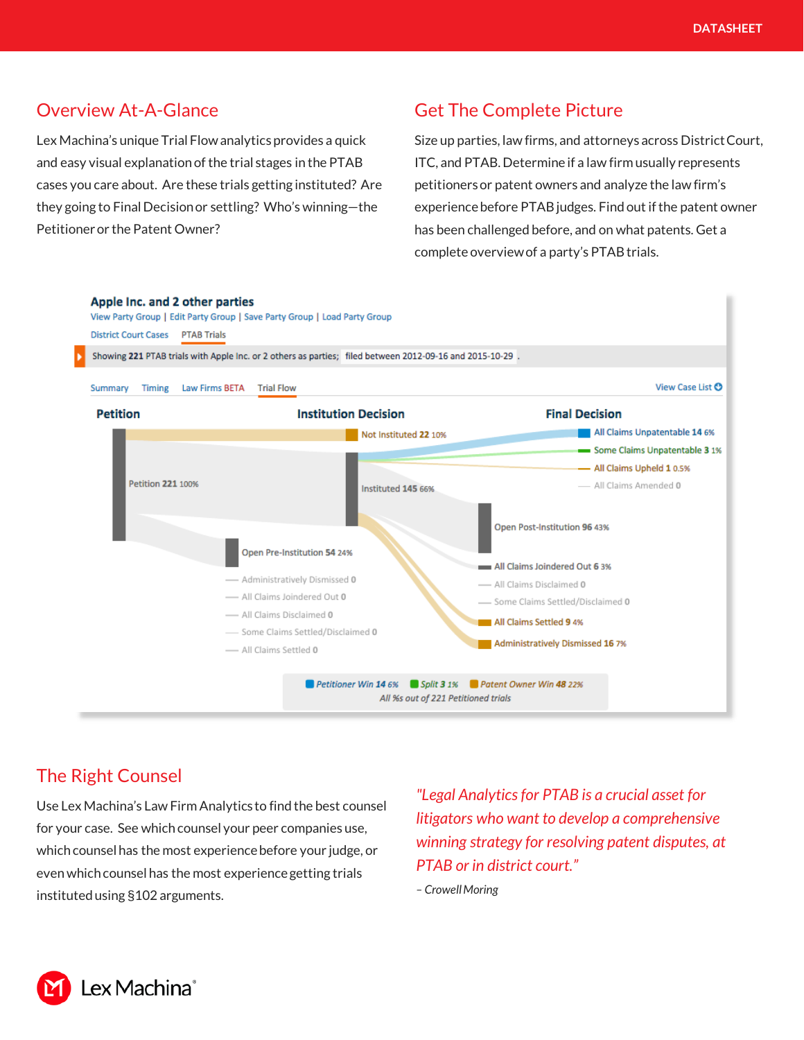## Overview At-A-Glance

Lex Machina's unique Trial Flow analytics provides a quick and easy visual explanation of the trial stages in the PTAB cases you care about. Are these trials getting instituted? Are they going to Final Decision or settling? Who's winning—the Petitioner or the Patent Owner?

## Get The Complete Picture

Size up parties, law firms, and attorneys across District Court, ITC, and PTAB. Determine if a law firm usually represents petitioners or patent owners and analyze the law firm's experience before PTAB judges. Find out if the patent owner has been challenged before, and on what patents. Get a complete overview of a party's PTAB trials.

## The Right Counsel

Use Lex Machina's Law Firm Analytics to find the best counsel for your case. See which counsel your peer companies use, which counsel has the most experience before your judge, or even which counsel has the most experience getting trials instituted using §102 arguments.

*"Legal Analytics for PTAB is a crucial asset for litigators who want to develop a comprehensive winning strategy for resolving patent disputes, at PTAB or in district court."*

*– Crowell Moring*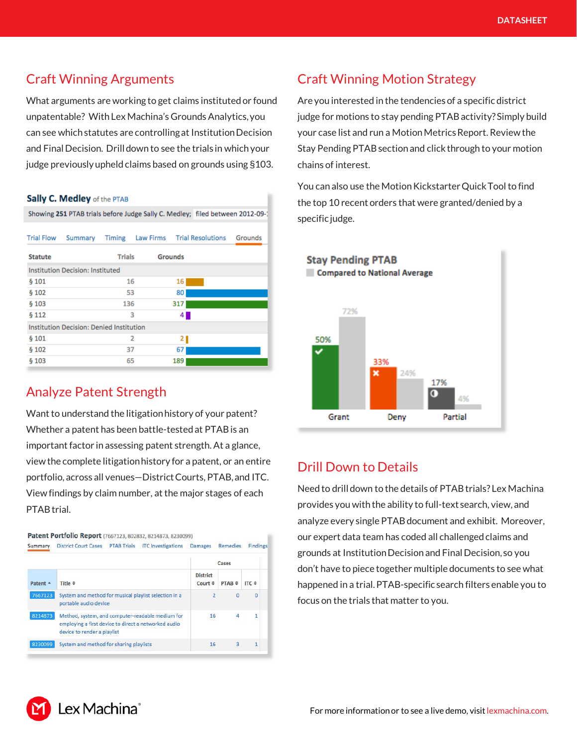DATASHEET

## Craft Winning Arguments

What arguments are working to get claims instituted or found unpatentable? With Lex Machina's Grounds Analytics, you can see which statutes are controlling at Institution Decision and Final Decision. Drill down to see the trials in which your judge previously upheld claims based on grounds using §103.

**Sally C. Medley** of the PTAB

Showing **251** PTAB trials before Judge Sally C. Medley; filed between 2012-09-

Trial Flow | Summary | Timing | Law Firms | Trial Resolutions | Grounds

| Statute | Trials | Grounds |
|---|---|---|
| Institution Decision: Instituted | | |
| § 101 | 16 | 16 |
| § 102 | 53 | 80 |
| § 103 | 136 | 317 |
| § 112 | 3 | 4 |
| Institution Decision: Denied Institution | | |
| § 101 | 2 | 2 |
| § 102 | 37 | 67 |
| § 103 | 65 | 189 |

## Analyze Patent Strength

Want to understand the litigation history of your patent? Whether a patent has been battle-tested at PTAB is an important factor in assessing patent strength. At a glance, view the complete litigation history for a patent, or an entire portfolio, across all venues—District Courts, PTAB, and ITC. View findings by claim number, at the major stages of each PTAB trial.

**Patent Portfolio Report** (7667123, 802832, 8214873, 8230099)

Summary | District Court Cases | PTAB Trials | ITC Investigations | Damages | Remedies | Findings

| | | Cases | | |
|---|---|---|---|---|
| Patent | Title | District Court | PTAB | ITC |
| 7667123 | System and method for musical playlist selection in a portable audio device | 2 | 0 | 0 |
| 8214873 | Method, system, and computer-readable medium for employing a first device to direct a networked audio device to render a playlist | 16 | 4 | 1 |
| 8230099 | System and method for sharing playlists | 16 | 3 | 1 |

## Craft Winning Motion Strategy

Are you interested in the tendencies of a specific district judge for motions to stay pending PTAB activity? Simply build your case list and run a Motion Metrics Report. Review the Stay Pending PTAB section and click through to your motion chains of interest.

You can also use the Motion Kickstarter Quick Tool to find the top 10 recent orders that were granted/denied by a specific judge.

Stay Pending PTAB
Compared to National Average
50%
72%
33%
24%
17%
4%
Grant
Deny
Partial

## Drill Down to Details

Need to drill down to the details of PTAB trials? Lex Machina provides you with the ability to full-text search, view, and analyze every single PTAB document and exhibit. Moreover, our expert data team has coded all challenged claims and grounds at Institution Decision and Final Decision, so you don't have to piece together multiple documents to see what happened in a trial. PTAB-specific search filters enable you to focus on the trials that matter to you.

Lex Machina®

For more information or to see a live demo, visit lexmachina.com.